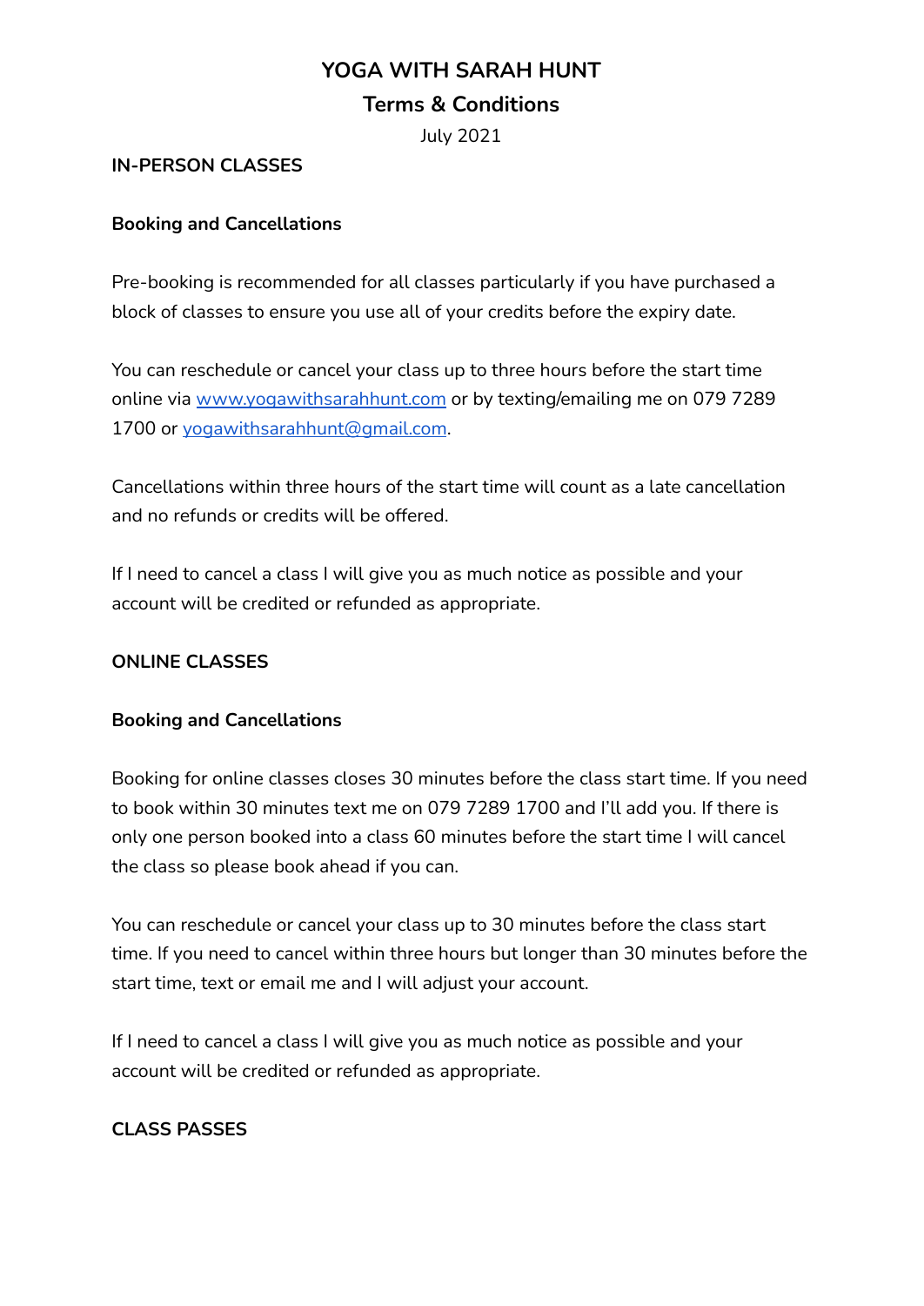# YOGA WITH SARAH HUNT

## Terms & Conditions

July 2021

## IN-PERSON CLASSES

### Booking and Cancellations

Pre-booking is recommended for all classes particularly if you have purchased a block of classes to ensure you use all of your credits before the expiry date.

You can reschedule or cancel your class up to three hours before the start time online via [www.yogawithsarahhunt.com](http://www.yogawithsarahhunt.com) or by texting/emailing me on 079 7289 1700 or [yogawithsarahhunt@gmail.com](mailto:yogawithsarahhunt@gmail.com).

Cancellations within three hours of the start time will count as a late cancellation and no refunds or credits will be offered.

If I need to cancel a class I will give you as much notice as possible and your account will be credited or refunded as appropriate.

## ONLINE CLASSES

### Booking and Cancellations

Booking for online classes closes 30 minutes before the class start time. If you need to book within 30 minutes text me on 079 7289 1700 and I'll add you. If there is only one person booked into a class 60 minutes before the start time I will cancel the class so please book ahead if you can.

You can reschedule or cancel your class up to 30 minutes before the class start time. If you need to cancel within three hours but longer than 30 minutes before the start time, text or email me and I will adjust your account.

If I need to cancel a class I will give you as much notice as possible and your account will be credited or refunded as appropriate.

## CLASS PASSES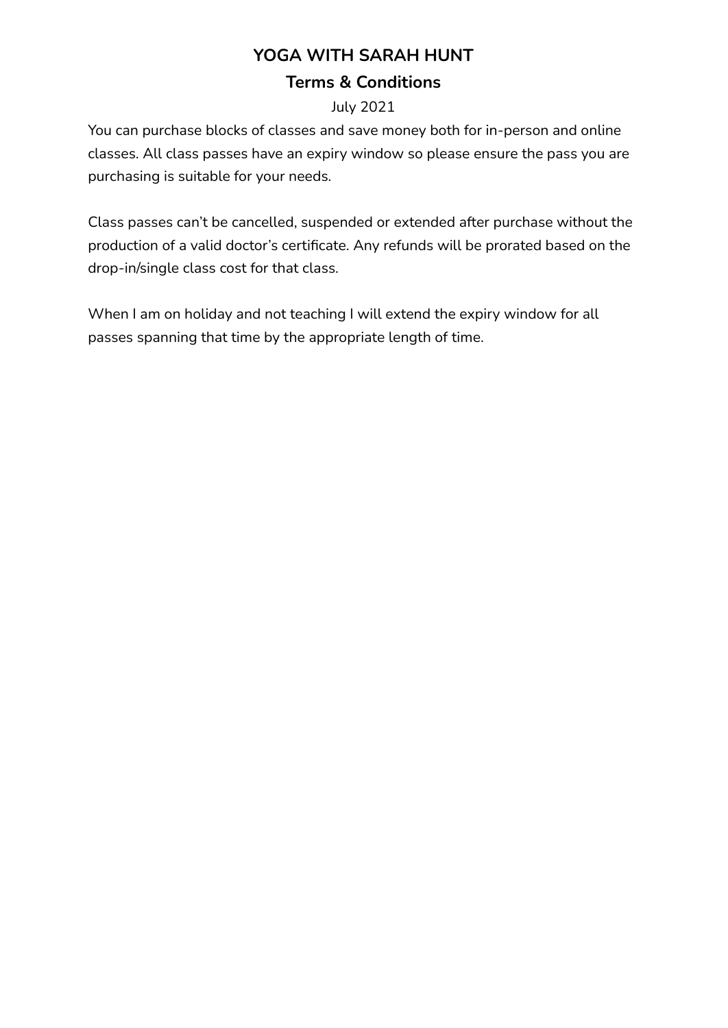# YOGA WITH SARAH HUNT

## Terms & Conditions

July 2021

You can purchase blocks of classes and save money both for in-person and online classes. All class passes have an expiry window so please ensure the pass you are purchasing is suitable for your needs.

Class passes can't be cancelled, suspended or extended after purchase without the production of a valid doctor's certificate. Any refunds will be prorated based on the drop-in/single class cost for that class.

When I am on holiday and not teaching I will extend the expiry window for all passes spanning that time by the appropriate length of time.